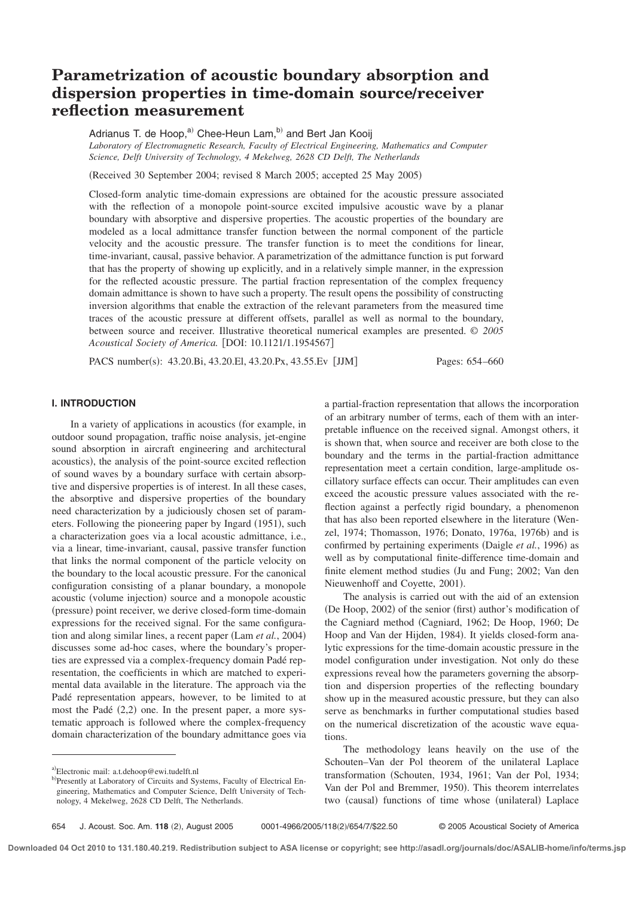# Parametrization of acoustic boundary absorption and dispersion properties in time-domain source/receiver reflection measurement

Adrianus T. de Hoop,[a] Chee-Heun Lam,[b] and Bert Jan Kooij

*Laboratory of Electromagnetic Research, Faculty of Electrical Engineering, Mathematics and Computer Science, Delft University of Technology, 4 Mekelweg, 2628 CD Delft, The Netherlands*

(Received 30 September 2004; revised 8 March 2005; accepted 25 May 2005)

Closed-form analytic time-domain expressions are obtained for the acoustic pressure associated with the reflection of a monopole point-source excited impulsive acoustic wave by a planar boundary with absorptive and dispersive properties. The acoustic properties of the boundary are modeled as a local admittance transfer function between the normal component of the particle velocity and the acoustic pressure. The transfer function is to meet the conditions for linear, time-invariant, causal, passive behavior. A parametrization of the admittance function is put forward that has the property of showing up explicitly, and in a relatively simple manner, in the expression for the reflected acoustic pressure. The partial fraction representation of the complex frequency domain admittance is shown to have such a property. The result opens the possibility of constructing inversion algorithms that enable the extraction of the relevant parameters from the measured time traces of the acoustic pressure at different offsets, parallel as well as normal to the boundary, between source and receiver. Illustrative theoretical numerical examples are presented. © *2005 Acoustical Society of America.* [DOI: 10.1121/1.1954567]

PACS number(s): 43.20.Bi, 43.20.El, 43.20.Px, 43.55.Ev [JJM] Pages: 654–660

## I. INTRODUCTION

In a variety of applications in acoustics (for example, in outdoor sound propagation, traffic noise analysis, jet-engine sound absorption in aircraft engineering and architectural acoustics), the analysis of the point-source excited reflection of sound waves by a boundary surface with certain absorptive and dispersive properties is of interest. In all these cases, the absorptive and dispersive properties of the boundary need characterization by a judiciously chosen set of parameters. Following the pioneering paper by Ingard (1951), such a characterization goes via a local acoustic admittance, i.e., via a linear, time-invariant, causal, passive transfer function that links the normal component of the particle velocity on the boundary to the local acoustic pressure. For the canonical configuration consisting of a planar boundary, a monopole acoustic (volume injection) source and a monopole acoustic (pressure) point receiver, we derive closed-form time-domain expressions for the received signal. For the same configuration and along similar lines, a recent paper (Lam *et al.*, 2004) discusses some ad-hoc cases, where the boundary's properties are expressed via a complex-frequency domain Padé representation, the coefficients in which are matched to experimental data available in the literature. The approach via the Padé representation appears, however, to be limited to at most the Padé (2,2) one. In the present paper, a more systematic approach is followed where the complex-frequency domain characterization of the boundary admittance goes via a partial-fraction representation that allows the incorporation of an arbitrary number of terms, each of them with an interpretable influence on the received signal. Amongst others, it is shown that, when source and receiver are both close to the boundary and the terms in the partial-fraction admittance representation meet a certain condition, large-amplitude oscillatory surface effects can occur. Their amplitudes can even exceed the acoustic pressure values associated with the reflection against a perfectly rigid boundary, a phenomenon that has also been reported elsewhere in the literature (Wenzel, 1974; Thomasson, 1976; Donato, 1976a, 1976b) and is confirmed by pertaining experiments (Daigle *et al.*, 1996) as well as by computational finite-difference time-domain and finite element method studies (Ju and Fung; 2002; Van den Nieuwenhoff and Coyette, 2001).

The analysis is carried out with the aid of an extension (De Hoop, 2002) of the senior (first) author's modification of the Cagniard method (Cagniard, 1962; De Hoop, 1960; De Hoop and Van der Hijden, 1984). It yields closed-form analytic expressions for the time-domain acoustic pressure in the model configuration under investigation. Not only do these expressions reveal how the parameters governing the absorption and dispersion properties of the reflecting boundary show up in the measured acoustic pressure, but they can also serve as benchmarks in further computational studies based on the numerical discretization of the acoustic wave equations.

The methodology leans heavily on the use of the Schouten–Van der Pol theorem of the unilateral Laplace transformation (Schouten, 1934, 1961; Van der Pol, 1934; Van der Pol and Bremmer, 1950). This theorem interrelates two (causal) functions of time whose (unilateral) Laplace

---

[a] Electronic mail: a.t.dehoop@ewi.tudelft.nl

[b] Presently at Laboratory of Circuits and Systems, Faculty of Electrical Engineering, Mathematics and Computer Science, Delft University of Technology, 4 Mekelweg, 2628 CD Delft, The Netherlands.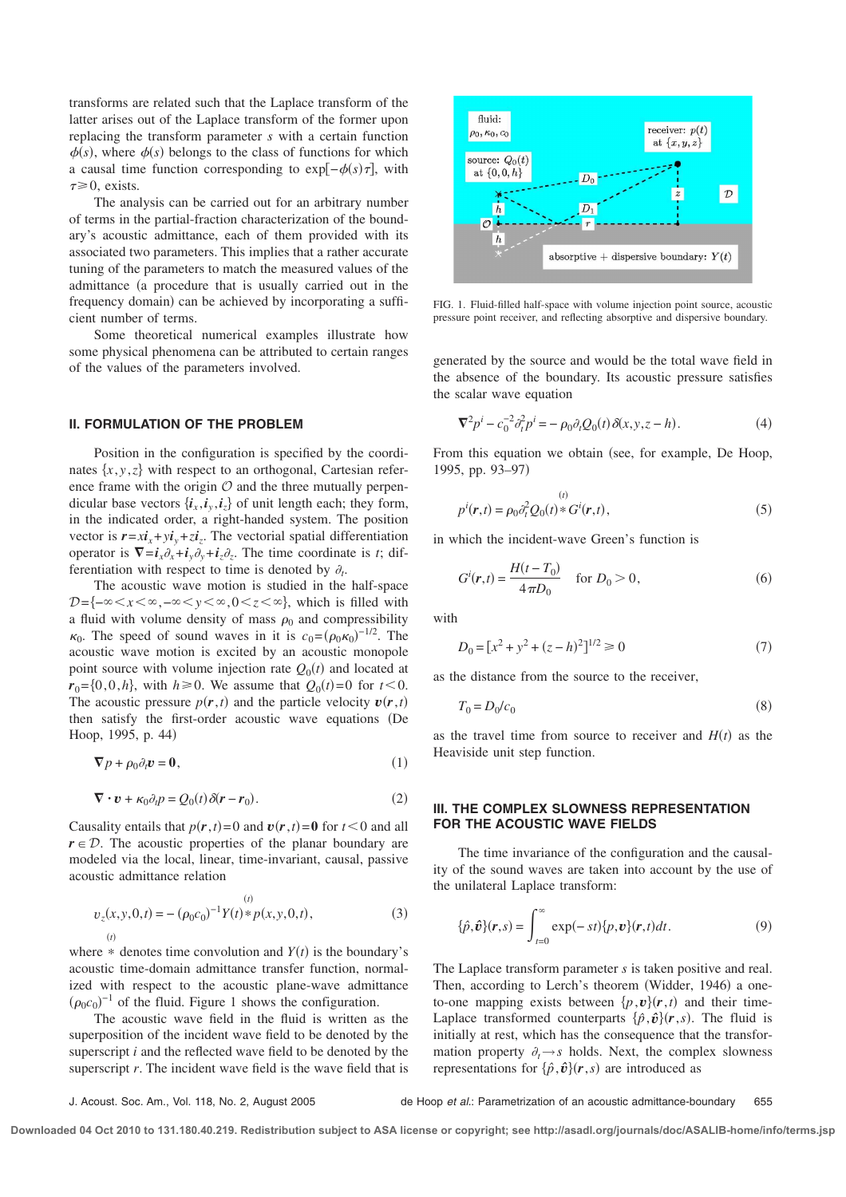transforms are related such that the Laplace transform of the latter arises out of the Laplace transform of the former upon replacing the transform parameter $s$ with a certain function $\phi(s)$, where $\phi(s)$ belongs to the class of functions for which a causal time function corresponding to $\exp[-\phi(s)\tau]$, with $\tau \geqslant 0$, exists.

The analysis can be carried out for an arbitrary number of terms in the partial-fraction characterization of the boundary's acoustic admittance, each of them provided with its associated two parameters. This implies that a rather accurate tuning of the parameters to match the measured values of the admittance (a procedure that is usually carried out in the frequency domain) can be achieved by incorporating a sufficient number of terms.

Some theoretical numerical examples illustrate how some physical phenomena can be attributed to certain ranges of the values of the parameters involved.

## II. FORMULATION OF THE PROBLEM

Position in the configuration is specified by the coordinates $\{x,y,z\}$ with respect to an orthogonal, Cartesian reference frame with the origin $\mathcal{O}$ and the three mutually perpendicular base vectors $\{\boldsymbol{i}_x, \boldsymbol{i}_y, \boldsymbol{i}_z\}$ of unit length each; they form, in the indicated order, a right-handed system. The position vector is $\boldsymbol{r} = x\boldsymbol{i}_x + y\boldsymbol{i}_y + z\boldsymbol{i}_z$. The vectorial spatial differentiation operator is $\boldsymbol{\nabla} = \boldsymbol{i}_x\partial_x + \boldsymbol{i}_y\partial_y + \boldsymbol{i}_z\partial_z$. The time coordinate is $t$; differentiation with respect to time is denoted by $\partial_t$.

The acoustic wave motion is studied in the half-space $\mathcal{D} = \{-\infty < x < \infty, -\infty < y < \infty, 0 < z < \infty\}$, which is filled with a fluid with volume density of mass $\rho_0$ and compressibility $\kappa_0$. The speed of sound waves in it is $c_0 = (\rho_0\kappa_0)^{-1/2}$. The acoustic wave motion is excited by an acoustic monopole point source with volume injection rate $Q_0(t)$ and located at $\boldsymbol{r}_0 = \{0,0,h\}$, with $h \geqslant 0$. We assume that $Q_0(t) = 0$ for $t < 0$. The acoustic pressure $p(\boldsymbol{r},t)$ and the particle velocity $\boldsymbol{v}(\boldsymbol{r},t)$ then satisfy the first-order acoustic wave equations (De Hoop, 1995, p. 44)

$$\boldsymbol{\nabla} p + \rho_0 \partial_t \boldsymbol{v} = \boldsymbol{0}, \tag{1}$$

$$\boldsymbol{\nabla} \cdot \boldsymbol{v} + \kappa_0 \partial_t p = Q_0(t)\,\delta(\boldsymbol{r} - \boldsymbol{r}_0). \tag{2}$$

Causality entails that $p(\boldsymbol{r},t) = 0$ and $\boldsymbol{v}(\boldsymbol{r},t) = \boldsymbol{0}$ for $t < 0$ and all $\boldsymbol{r} \in \mathcal{D}$. The acoustic properties of the planar boundary are modeled via the local, linear, time-invariant, causal, passive acoustic admittance relation

$$v_z(x,y,0,t) = -(\rho_0 c_0)^{-1} Y(t) \overset{(t)}{*} p(x,y,0,t), \tag{3}$$

where $\overset{(t)}{*}$ denotes time convolution and $Y(t)$ is the boundary's acoustic time-domain admittance transfer function, normalized with respect to the acoustic plane-wave admittance $(\rho_0 c_0)^{-1}$ of the fluid. Figure 1 shows the configuration.

The acoustic wave field in the fluid is written as the superposition of the incident wave field to be denoted by the superscript $i$ and the reflected wave field to be denoted by the superscript $r$. The incident wave field is the wave field that is generated by the source and would be the total wave field in the absence of the boundary. Its acoustic pressure satisfies the scalar wave equation

FIG. 1. Fluid-filled half-space with volume injection point source, acoustic pressure point receiver, and reflecting absorptive and dispersive boundary.

$$\boldsymbol{\nabla}^2 p^i - c_0^{-2}\partial_t^2 p^i = -\rho_0 \partial_t Q_0(t)\,\delta(x,y,z-h). \tag{4}$$

From this equation we obtain (see, for example, De Hoop, 1995, pp. 93–97)

$$p^i(\boldsymbol{r},t) = \rho_0 \partial_t^2 Q_0(t) \overset{(t)}{*} G^i(\boldsymbol{r},t), \tag{5}$$

in which the incident-wave Green's function is

$$G^i(\boldsymbol{r},t) = \frac{H(t - T_0)}{4\pi D_0} \quad \text{for } D_0 > 0, \tag{6}$$

with

$$D_0 = [x^2 + y^2 + (z-h)^2]^{1/2} \geqslant 0 \tag{7}$$

as the distance from the source to the receiver,

$$T_0 = D_0/c_0 \tag{8}$$

as the travel time from source to receiver and $H(t)$ as the Heaviside unit step function.

## III. THE COMPLEX SLOWNESS REPRESENTATION FOR THE ACOUSTIC WAVE FIELDS

The time invariance of the configuration and the causality of the sound waves are taken into account by the use of the unilateral Laplace transform:

$$\{\hat{p}, \hat{\boldsymbol{v}}\}(\boldsymbol{r},s) = \int_{t=0}^{\infty} \exp(-st)\{p,\boldsymbol{v}\}(\boldsymbol{r},t)\,dt. \tag{9}$$

The Laplace transform parameter $s$ is taken positive and real. Then, according to Lerch's theorem (Widder, 1946) a one-to-one mapping exists between $\{p,\boldsymbol{v}\}(\boldsymbol{r},t)$ and their time-Laplace transformed counterparts $\{\hat{p},\hat{\boldsymbol{v}}\}(\boldsymbol{r},s)$. The fluid is initially at rest, which has the consequence that the transformation property $\partial_t \to s$ holds. Next, the complex slowness representations for $\{\hat{p},\hat{\boldsymbol{v}}\}(\boldsymbol{r},s)$ are introduced as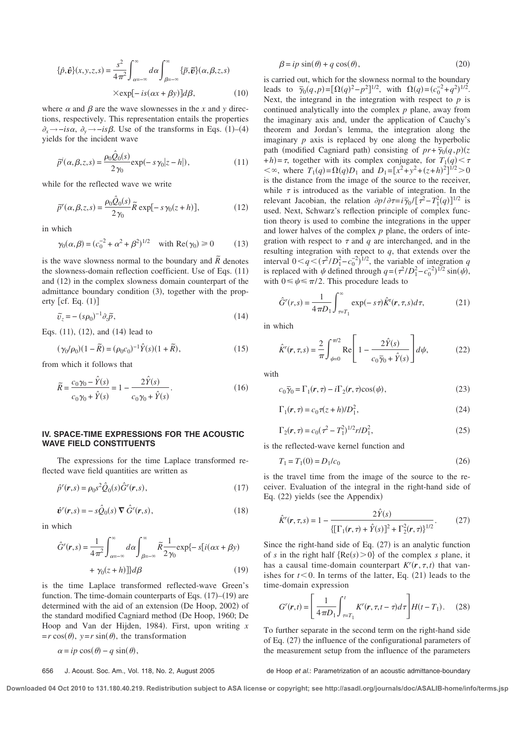$$\{\hat{p},\hat{\boldsymbol{v}}\}(x,y,z,s) = \frac{s^2}{4\pi^2}\int_{\alpha=-\infty}^{\infty} d\alpha \int_{\beta=-\infty}^{\infty} \{\tilde{p},\tilde{\boldsymbol{v}}\}(\alpha,\beta,z,s) \times \exp[-is(\alpha x+\beta y)]d\beta, \tag{10}$$

where $\alpha$ and $\beta$ are the wave slownesses in the $x$ and $y$ directions, respectively. This representation entails the properties $\partial_x \to -is\alpha$, $\partial_y \to -is\beta$. Use of the transforms in Eqs. (1)–(4) yields for the incident wave

$$\tilde{p}^i(\alpha,\beta,z,s) = \frac{\rho_0 \hat{Q}_0(s)}{2\gamma_0}\exp(-s\gamma_0|z-h|), \tag{11}$$

while for the reflected wave we write

$$\tilde{p}^r(\alpha,\beta,z,s) = \frac{\rho_0 \hat{Q}_0(s)}{2\gamma_0}\tilde{R}\exp[-s\gamma_0(z+h)], \tag{12}$$

in which

$$\gamma_0(\alpha,\beta) = (c_0^{-2}+\alpha^2+\beta^2)^{1/2} \quad \text{with } \mathrm{Re}(\gamma_0) \geq 0 \tag{13}$$

is the wave slowness normal to the boundary and $\tilde{R}$ denotes the slowness-domain reflection coefficient. Use of Eqs. (11) and (12) in the complex slowness domain counterpart of the admittance boundary condition (3), together with the property [cf. Eq. (1)]

$$\tilde{v}_z = -(s\rho_0)^{-1}\partial_z \tilde{p}, \tag{14}$$

Eqs. (11), (12), and (14) lead to

$$(\gamma_0/\rho_0)(1-\tilde{R}) = (\rho_0 c_0)^{-1}\hat{Y}(s)(1+\tilde{R}), \tag{15}$$

from which it follows that

$$\tilde{R} = \frac{c_0\gamma_0 - \hat{Y}(s)}{c_0\gamma_0 + \hat{Y}(s)} = 1 - \frac{2\hat{Y}(s)}{c_0\gamma_0 + \hat{Y}(s)}. \tag{16}$$

## IV. SPACE-TIME EXPRESSIONS FOR THE ACOUSTIC WAVE FIELD CONSTITUENTS

The expressions for the time Laplace transformed reflected wave field quantities are written as

$$\hat{p}^r(\boldsymbol{r},s) = \rho_0 s^2 \hat{Q}_0(s)\hat{G}^r(\boldsymbol{r},s), \tag{17}$$

$$\hat{\boldsymbol{v}}^r(\boldsymbol{r},s) = -s\hat{Q}_0(s)\,\boldsymbol{\nabla}\,\hat{G}^r(\boldsymbol{r},s), \tag{18}$$

in which

$$\hat{G}^r(\boldsymbol{r},s) = \frac{1}{4\pi^2}\int_{\alpha=-\infty}^{\infty} d\alpha \int_{\beta=-\infty}^{\infty} \tilde{R}\frac{1}{2\gamma_0}\exp\{-s[i(\alpha x+\beta y) + \gamma_0(z+h)]\}d\beta \tag{19}$$

is the time Laplace transformed reflected-wave Green's function. The time-domain counterparts of Eqs. (17)–(19) are determined with the aid of an extension (De Hoop, 2002) of the standard modified Cagniard method (De Hoop, 1960; De Hoop and Van der Hijden, 1984). First, upon writing $x = r\cos(\theta)$, $y = r\sin(\theta)$, the transformation

$$\alpha = ip\cos(\theta) - q\sin(\theta),$$

$$\beta = ip\sin(\theta) + q\cos(\theta), \tag{20}$$

is carried out, which for the slowness normal to the boundary leads to $\bar{\gamma}_0(q,p) = [\Omega(q)^2 - p^2]^{1/2}$, with $\Omega(q) = (c_0^{-2}+q^2)^{1/2}$. Next, the integrand in the integration with respect to $p$ is continued analytically into the complex $p$ plane, away from the imaginary axis and, under the application of Cauchy's theorem and Jordan's lemma, the integration along the imaginary $p$ axis is replaced by one along the hyperbolic path (modified Cagniard path) consisting of $pr + \bar{\gamma}_0(q,p)(z+h) = \tau$, together with its complex conjugate, for $T_1(q) < \tau < \infty$, where $T_1(q) = \Omega(q)D_1$ and $D_1 = [x^2+y^2+(z+h)^2]^{1/2} > 0$ is the distance from the image of the source to the receiver, while $\tau$ is introduced as the variable of integration. In the relevant Jacobian, the relation $\partial p/\partial\tau = i\bar{\gamma}_0/[\tau^2 - T_1^2(q)]^{1/2}$ is used. Next, Schwarz's reflection principle of complex function theory is used to combine the integrations in the upper and lower halves of the complex $p$ plane, the orders of integration with respect to $\tau$ and $q$ are interchanged, and in the resulting integration with repect to $q$, that extends over the interval $0 < q < (\tau^2/D_1^2 - c_0^{-2})^{1/2}$, the variable of integration $q$ is replaced with $\psi$ defined through $q = (\tau^2/D_1^2 - c_0^{-2})^{1/2}\sin(\psi)$, with $0 \leq \psi \leq \pi/2$. This procedure leads to

$$\hat{G}^r(r,s) = \frac{1}{4\pi D_1}\int_{\tau=T_1}^{\infty}\exp(-s\tau)\hat{K}^r(\boldsymbol{r},\tau,s)d\tau, \tag{21}$$

in which

$$\hat{K}^r(\boldsymbol{r},\tau,s) = \frac{2}{\pi}\int_{\psi=0}^{\pi/2}\mathrm{Re}\left[1 - \frac{2\hat{Y}(s)}{c_0\bar{\gamma}_0 + \hat{Y}(s)}\right]d\psi, \tag{22}$$

with

$$c_0\bar{\gamma}_0 = \Gamma_1(\boldsymbol{r},\tau) - i\Gamma_2(\boldsymbol{r},\tau)\cos(\psi), \tag{23}$$

$$\Gamma_1(\boldsymbol{r},\tau) = c_0\tau(z+h)/D_1^2, \tag{24}$$

$$\Gamma_2(\boldsymbol{r},\tau) = c_0(\tau^2 - T_1^2)^{1/2}r/D_1^2, \tag{25}$$

is the reflected-wave kernel function and

$$T_1 = T_1(0) = D_1/c_0 \tag{26}$$

is the travel time from the image of the source to the receiver. Evaluation of the integral in the right-hand side of Eq. (22) yields (see the Appendix)

$$\hat{K}^r(\boldsymbol{r},\tau,s) = 1 - \frac{2\hat{Y}(s)}{\{[\Gamma_1(\boldsymbol{r},\tau)+\hat{Y}(s)]^2 + \Gamma_2^2(\boldsymbol{r},\tau)\}^{1/2}}. \tag{27}$$

Since the right-hand side of Eq. (27) is an analytic function of $s$ in the right half $\{\mathrm{Re}(s) > 0\}$ of the complex $s$ plane, it has a causal time-domain counterpart $K^r(\boldsymbol{r},\tau,t)$ that vanishes for $t < 0$. In terms of the latter, Eq. (21) leads to the time-domain expression

$$G^r(\boldsymbol{r},t) = \left[\frac{1}{4\pi D_1}\int_{\tau=T_1}^{t} K^r(\boldsymbol{r},\tau,t-\tau)d\tau\right]H(t-T_1). \tag{28}$$

To further separate in the second term on the right-hand side of Eq. (27) the influence of the configurational parameters of the measurement setup from the influence of the parameters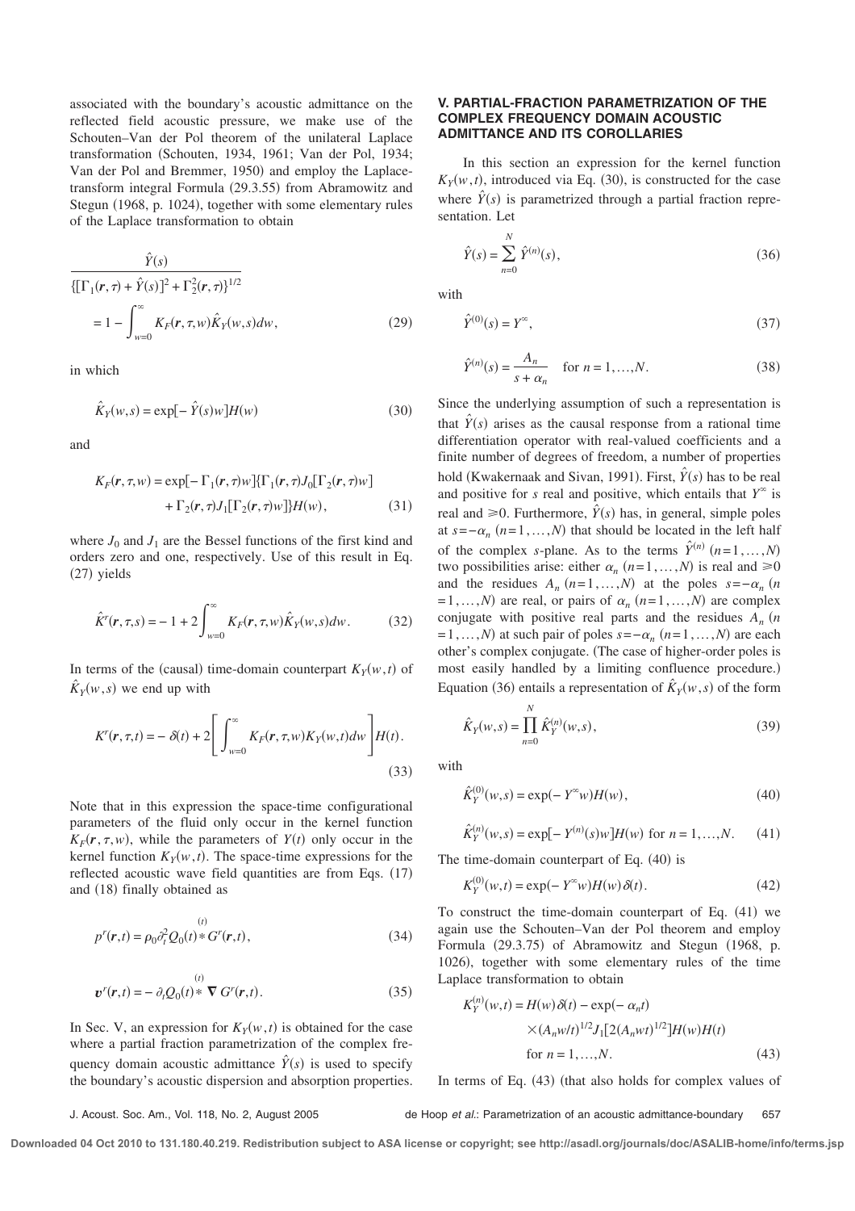associated with the boundary's acoustic admittance on the reflected field acoustic pressure, we make use of the Schouten–Van der Pol theorem of the unilateral Laplace transformation (Schouten, 1934, 1961; Van der Pol, 1934; Van der Pol and Bremmer, 1950) and employ the Laplace-transform integral Formula (29.3.55) from Abramowitz and Stegun (1968, p. 1024), together with some elementary rules of the Laplace transformation to obtain

$$
\frac{\hat{Y}(s)}{\{[\Gamma_1(\boldsymbol{r},\tau)+\hat{Y}(s)]^2+\Gamma_2^2(\boldsymbol{r},\tau)\}^{1/2}} = 1 - \int_{w=0}^{\infty} K_F(\boldsymbol{r},\tau,w)\hat{K}_Y(w,s)dw, \tag{29}
$$

in which

$$
\hat{K}_Y(w,s) = \exp[-\hat{Y}(s)w]H(w) \tag{30}
$$

and

$$
K_F(\boldsymbol{r},\tau,w) = \exp[-\Gamma_1(\boldsymbol{r},\tau)w]\{\Gamma_1(\boldsymbol{r},\tau)J_0[\Gamma_2(\boldsymbol{r},\tau)w] + \Gamma_2(\boldsymbol{r},\tau)J_1[\Gamma_2(\boldsymbol{r},\tau)w]\}H(w), \tag{31}
$$

where $J_0$ and $J_1$ are the Bessel functions of the first kind and orders zero and one, respectively. Use of this result in Eq. (27) yields

$$
\hat{K}^r(\boldsymbol{r},\tau,s) = -1 + 2\int_{w=0}^{\infty} K_F(\boldsymbol{r},\tau,w)\hat{K}_Y(w,s)dw. \tag{32}
$$

In terms of the (causal) time-domain counterpart $K_Y(w,t)$ of $\hat{K}_Y(w,s)$ we end up with

$$
K^r(\boldsymbol{r},\tau,t) = -\delta(t) + 2\left[\int_{w=0}^{\infty} K_F(\boldsymbol{r},\tau,w)K_Y(w,t)dw\right]H(t). \tag{33}
$$

Note that in this expression the space-time configurational parameters of the fluid only occur in the kernel function $K_F(\boldsymbol{r},\tau,w)$, while the parameters of $Y(t)$ only occur in the kernel function $K_Y(w,t)$. The space-time expressions for the reflected acoustic wave field quantities are from Eqs. (17) and (18) finally obtained as

$$
p^r(\boldsymbol{r},t) = \rho_0\partial_t^2 Q_0(t) \overset{(t)}{*} G^r(\boldsymbol{r},t), \tag{34}
$$

$$
\boldsymbol{v}^r(\boldsymbol{r},t) = -\partial_t Q_0(t) \overset{(t)}{*} \boldsymbol{\nabla} G^r(\boldsymbol{r},t). \tag{35}
$$

In Sec. V, an expression for $K_Y(w,t)$ is obtained for the case where a partial fraction parametrization of the complex frequency domain acoustic admittance $\hat{Y}(s)$ is used to specify the boundary's acoustic dispersion and absorption properties.

## V. PARTIAL-FRACTION PARAMETRIZATION OF THE COMPLEX FREQUENCY DOMAIN ACOUSTIC ADMITTANCE AND ITS COROLLARIES

In this section an expression for the kernel function $K_Y(w,t)$, introduced via Eq. (30), is constructed for the case where $\hat{Y}(s)$ is parametrized through a partial fraction representation. Let

$$
\hat{Y}(s) = \sum_{n=0}^{N} \hat{Y}^{(n)}(s), \tag{36}
$$

with

$$
\hat{Y}^{(0)}(s) = Y^{\infty}, \tag{37}
$$

$$
\hat{Y}^{(n)}(s) = \frac{A_n}{s+\alpha_n} \quad \text{for } n=1,\ldots,N. \tag{38}
$$

Since the underlying assumption of such a representation is that $\hat{Y}(s)$ arises as the causal response from a rational time differentiation operator with real-valued coefficients and a finite number of degrees of freedom, a number of properties hold (Kwakernaak and Sivan, 1991). First, $\hat{Y}(s)$ has to be real and positive for $s$ real and positive, which entails that $Y^{\infty}$ is real and $\geqslant 0$. Furthermore, $\hat{Y}(s)$ has, in general, simple poles at $s=-\alpha_n$ ($n=1,\ldots,N$) that should be located in the left half of the complex $s$-plane. As to the terms $\hat{Y}^{(n)}$ ($n=1,\ldots,N$) two possibilities arise: either $\alpha_n$ ($n=1,\ldots,N$) is real and $\geqslant 0$ and the residues $A_n$ ($n=1,\ldots,N$) at the poles $s=-\alpha_n$ ($n=1,\ldots,N$) are real, or pairs of $\alpha_n$ ($n=1,\ldots,N$) are complex conjugate with positive real parts and the residues $A_n$ ($n=1,\ldots,N$) at such pair of poles $s=-\alpha_n$ ($n=1,\ldots,N$) are each other's complex conjugate. (The case of higher-order poles is most easily handled by a limiting confluence procedure.) Equation (36) entails a representation of $\hat{K}_Y(w,s)$ of the form

$$
\hat{K}_Y(w,s) = \prod_{n=0}^{N} \hat{K}_Y^{(n)}(w,s), \tag{39}
$$

with

$$
\hat{K}_Y^{(0)}(w,s) = \exp(-Y^{\infty}w)H(w), \tag{40}
$$

$$
\hat{K}_Y^{(n)}(w,s) = \exp[-Y^{(n)}(s)w]H(w) \text{ for } n=1,\ldots,N. \tag{41}
$$

The time-domain counterpart of Eq. (40) is

$$
K_Y^{(0)}(w,t) = \exp(-Y^{\infty}w)H(w)\delta(t). \tag{42}
$$

To construct the time-domain counterpart of Eq. (41) we again use the Schouten–Van der Pol theorem and employ Formula (29.3.75) of Abramowitz and Stegun (1968, p. 1026), together with some elementary rules of the time Laplace transformation to obtain

$$
K_Y^{(n)}(w,t) = H(w)\delta(t) - \exp(-\alpha_n t) \times (A_n w/t)^{1/2} J_1[2(A_n w t)^{1/2}]H(w)H(t) \quad \text{for } n=1,\ldots,N. \tag{43}
$$

In terms of Eq. (43) (that also holds for complex values of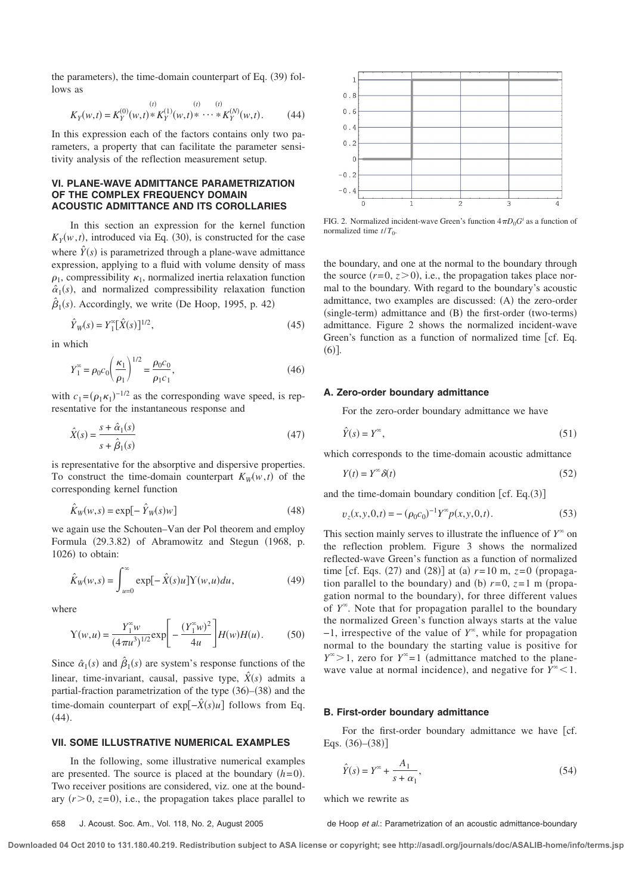the parameters), the time-domain counterpart of Eq. (39) follows as

$$K_Y(w,t) = K_Y^{(0)}(w,t) \overset{(t)}{*} K_Y^{(1)}(w,t) \overset{(t)}{*} \cdots \overset{(t)}{*} K_Y^{(N)}(w,t). \tag{44}$$

In this expression each of the factors contains only two parameters, a property that can facilitate the parameter sensitivity analysis of the reflection measurement setup.

### VI. PLANE-WAVE ADMITTANCE PARAMETRIZATION OF THE COMPLEX FREQUENCY DOMAIN ACOUSTIC ADMITTANCE AND ITS COROLLARIES

In this section an expression for the kernel function $K_Y(w,t)$, introduced via Eq. (30), is constructed for the case where $\hat{Y}(s)$ is parametrized through a plane-wave admittance expression, applying to a fluid with volume density of mass $\rho_1$, compressibility $\kappa_1$, normalized inertia relaxation function $\hat{\alpha}_1(s)$, and normalized compressibility relaxation function $\hat{\beta}_1(s)$. Accordingly, we write (De Hoop, 1995, p. 42)

$$\hat{Y}_W(s) = Y_1^{\infty}[\hat{X}(s)]^{1/2}, \tag{45}$$

in which

$$Y_1^{\infty} = \rho_0 c_0 \left(\frac{\kappa_1}{\rho_1}\right)^{1/2} = \frac{\rho_0 c_0}{\rho_1 c_1}, \tag{46}$$

with $c_1 = (\rho_1 \kappa_1)^{-1/2}$ as the corresponding wave speed, is representative for the instantaneous response and

$$\hat{X}(s) = \frac{s + \hat{\alpha}_1(s)}{s + \hat{\beta}_1(s)} \tag{47}$$

is representative for the absorptive and dispersive properties. To construct the time-domain counterpart $K_W(w,t)$ of the corresponding kernel function

$$\hat{K}_W(w,s) = \exp[-\hat{Y}_W(s)w] \tag{48}$$

we again use the Schouten–Van der Pol theorem and employ Formula (29.3.82) of Abramowitz and Stegun (1968, p. 1026) to obtain:

$$\hat{K}_W(w,s) = \int_{u=0}^{\infty} \exp[-\hat{X}(s)u] \Upsilon(w,u) du, \tag{49}$$

where

$$\Upsilon(w,u) = \frac{Y_1^{\infty} w}{(4\pi u^3)^{1/2}} \exp\left[-\frac{(Y_1^{\infty} w)^2}{4u}\right] H(w) H(u). \tag{50}$$

Since $\hat{\alpha}_1(s)$ and $\hat{\beta}_1(s)$ are system's response functions of the linear, time-invariant, causal, passive type, $\hat{X}(s)$ admits a partial-fraction parametrization of the type (36)–(38) and the time-domain counterpart of $\exp[-\hat{X}(s)u]$ follows from Eq. (44).

### VII. SOME ILLUSTRATIVE NUMERICAL EXAMPLES

In the following, some illustrative numerical examples are presented. The source is placed at the boundary ($h=0$). Two receiver positions are considered, viz. one at the boundary ($r>0$, $z=0$), i.e., the propagation takes place parallel to the boundary, and one at the normal to the boundary through the source ($r=0$, $z>0$), i.e., the propagation takes place normal to the boundary. With regard to the boundary's acoustic admittance, two examples are discussed: (A) the zero-order (single-term) admittance and (B) the first-order (two-terms) admittance. Figure 2 shows the normalized incident-wave Green's function as a function of normalized time [cf. Eq. (6)].

FIG. 2. Normalized incident-wave Green's function $4\pi D_0 G^i$ as a function of normalized time $t/T_0$.

#### A. Zero-order boundary admittance

For the zero-order boundary admittance we have

$$\hat{Y}(s) = Y^{\infty}, \tag{51}$$

which corresponds to the time-domain acoustic admittance

$$Y(t) = Y^{\infty}\delta(t) \tag{52}$$

and the time-domain boundary condition [cf. Eq.(3)]

$$v_z(x,y,0,t) = -(\rho_0 c_0)^{-1} Y^{\infty} p(x,y,0,t). \tag{53}$$

This section mainly serves to illustrate the influence of $Y^{\infty}$ on the reflection problem. Figure 3 shows the normalized reflected-wave Green's function as a function of normalized time [cf. Eqs. (27) and (28)] at (a) $r=10$ m, $z=0$ (propagation parallel to the boundary) and (b) $r=0$, $z=1$ m (propagation normal to the boundary), for three different values of $Y^{\infty}$. Note that for propagation parallel to the boundary the normalized Green's function always starts at the value $-1$, irrespective of the value of $Y^{\infty}$, while for propagation normal to the boundary the starting value is positive for $Y^{\infty}>1$, zero for $Y^{\infty}=1$ (admittance matched to the plane-wave value at normal incidence), and negative for $Y^{\infty}<1$.

#### B. First-order boundary admittance

For the first-order boundary admittance we have [cf. Eqs. (36)–(38)]

$$\hat{Y}(s) = Y^{\infty} + \frac{A_1}{s+\alpha_1}, \tag{54}$$

which we rewrite as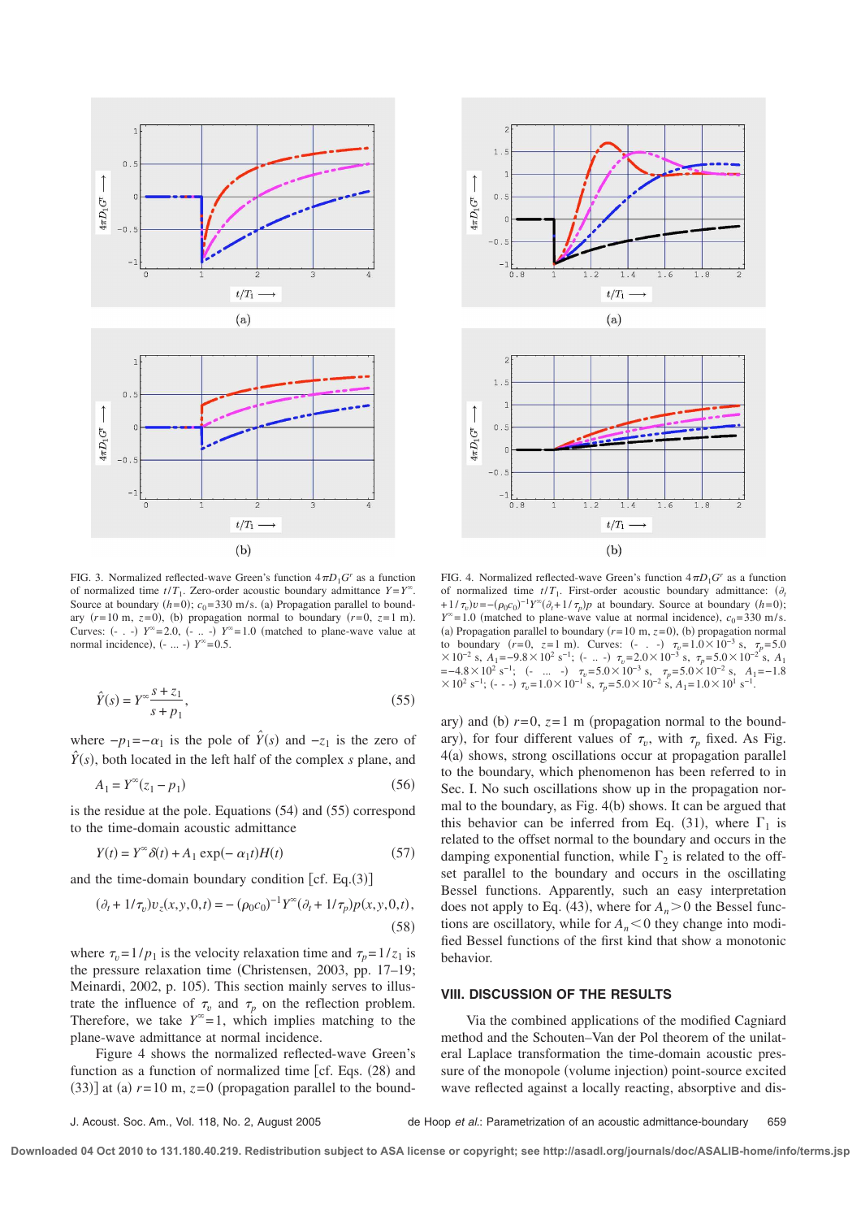FIG. 3. Normalized reflected-wave Green's function $4\pi D_1 G^r$ as a function of normalized time $t/T_1$. Zero-order acoustic boundary admittance $Y=Y^\infty$. Source at boundary ($h=0$); $c_0=330$ m/s. (a) Propagation parallel to boundary ($r=10$ m, $z=0$), (b) propagation normal to boundary ($r=0$, $z=1$ m). Curves: (- . -) $Y^\infty=2.0$, (- .. -) $Y^\infty=1.0$ (matched to plane-wave value at normal incidence), (- ... -) $Y^\infty=0.5$.

FIG. 4. Normalized reflected-wave Green's function $4\pi D_1 G^r$ as a function of normalized time $t/T_1$. First-order acoustic boundary admittance: $(\partial_t + 1/\tau_v)v = -(\rho_0 c_0)^{-1} Y^\infty(\partial_t + 1/\tau_p)p$ at boundary. Source at boundary ($h=0$); $Y^\infty=1.0$ (matched to plane-wave value at normal incidence), $c_0=330$ m/s. (a) Propagation parallel to boundary ($r=10$ m, $z=0$), (b) propagation normal to boundary ($r=0$, $z=1$ m). Curves: (- . -) $\tau_v=1.0\times10^{-3}$ s, $\tau_p=5.0\times10^{-2}$ s, $A_1=-9.8\times10^2$ s$^{-1}$; (- .. -) $\tau_v=2.0\times10^{-3}$ s, $\tau_p=5.0\times10^{-2}$ s, $A_1=-4.8\times10^2$ s$^{-1}$; (- ... -) $\tau_v=5.0\times10^{-3}$ s, $\tau_p=5.0\times10^{-2}$ s, $A_1=-1.8\times10^2$ s$^{-1}$; (- - -) $\tau_v=1.0\times10^{-1}$ s, $\tau_p=5.0\times10^{-2}$ s, $A_1=1.0\times10^1$ s$^{-1}$.

$$\hat{Y}(s) = Y^\infty \frac{s+z_1}{s+p_1}, \tag{55}$$

where $-p_1=-\alpha_1$ is the pole of $\hat{Y}(s)$ and $-z_1$ is the zero of $\hat{Y}(s)$, both located in the left half of the complex $s$ plane, and

$$A_1 = Y^\infty(z_1 - p_1) \tag{56}$$

is the residue at the pole. Equations (54) and (55) correspond to the time-domain acoustic admittance

$$Y(t) = Y^\infty\delta(t) + A_1 \exp(-\alpha_1 t)H(t) \tag{57}$$

and the time-domain boundary condition [cf. Eq.(3)]

$$(\partial_t + 1/\tau_v)v_z(x,y,0,t) = -(\rho_0 c_0)^{-1} Y^\infty(\partial_t + 1/\tau_p)p(x,y,0,t), \tag{58}$$

where $\tau_v=1/p_1$ is the velocity relaxation time and $\tau_p=1/z_1$ is the pressure relaxation time (Christensen, 2003, pp. 17–19; Meinardi, 2002, p. 105). This section mainly serves to illustrate the influence of $\tau_v$ and $\tau_p$ on the reflection problem. Therefore, we take $Y^\infty=1$, which implies matching to the plane-wave admittance at normal incidence.

Figure 4 shows the normalized reflected-wave Green's function as a function of normalized time [cf. Eqs. (28) and (33)] at (a) $r=10$ m, $z=0$ (propagation parallel to the boundary) and (b) $r=0$, $z=1$ m (propagation normal to the boundary), for four different values of $\tau_v$, with $\tau_p$ fixed. As Fig. 4(a) shows, strong oscillations occur at propagation parallel to the boundary, which phenomenon has been referred to in Sec. I. No such oscillations show up in the propagation normal to the boundary, as Fig. 4(b) shows. It can be argued that this behavior can be inferred from Eq. (31), where $\Gamma_1$ is related to the offset normal to the boundary and occurs in the damping exponential function, while $\Gamma_2$ is related to the offset parallel to the boundary and occurs in the oscillating Bessel functions. Apparently, such an easy interpretation does not apply to Eq. (43), where for $A_n>0$ the Bessel functions are oscillatory, while for $A_n<0$ they change into modified Bessel functions of the first kind that show a monotonic behavior.

## VIII. DISCUSSION OF THE RESULTS

Via the combined applications of the modified Cagniard method and the Schouten–Van der Pol theorem of the unilateral Laplace transformation the time-domain acoustic pressure of the monopole (volume injection) point-source excited wave reflected against a locally reacting, absorptive and dis-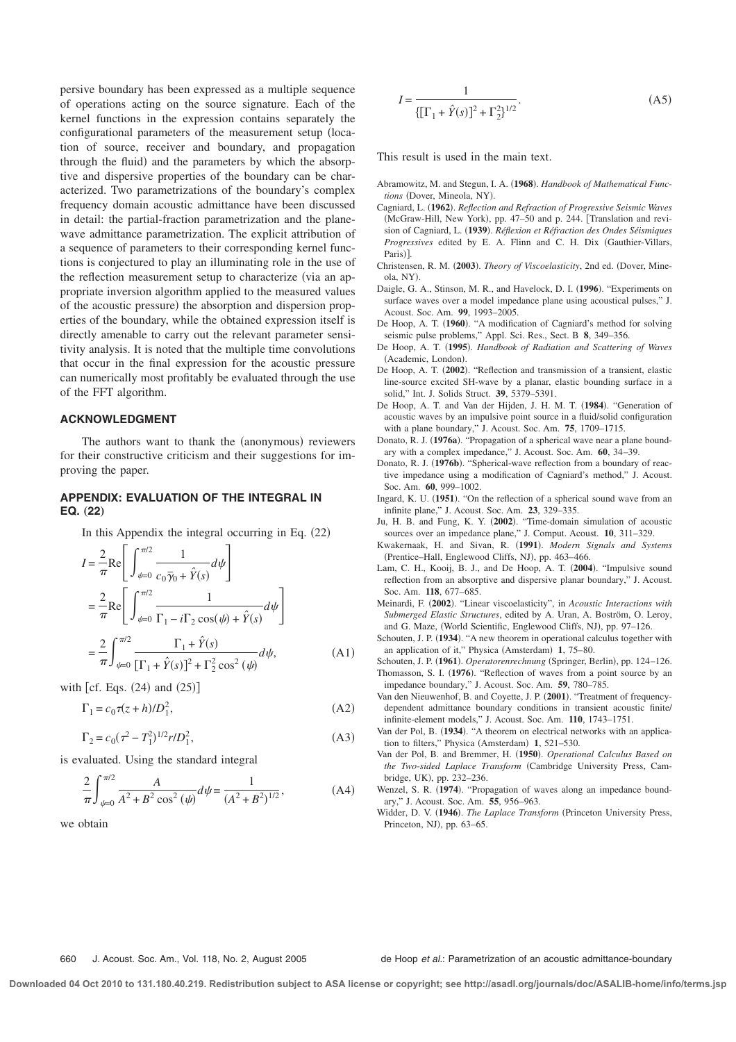persive boundary has been expressed as a multiple sequence of operations acting on the source signature. Each of the kernel functions in the expression contains separately the configurational parameters of the measurement setup (location of source, receiver and boundary, and propagation through the fluid) and the parameters by which the absorptive and dispersive properties of the boundary can be characterized. Two parametrizations of the boundary's complex frequency domain acoustic admittance have been discussed in detail: the partial-fraction parametrization and the plane-wave admittance parametrization. The explicit attribution of a sequence of parameters to their corresponding kernel functions is conjectured to play an illuminating role in the use of the reflection measurement setup to characterize (via an appropriate inversion algorithm applied to the measured values of the acoustic pressure) the absorption and dispersion properties of the boundary, while the obtained expression itself is directly amenable to carry out the relevant parameter sensitivity analysis. It is noted that the multiple time convolutions that occur in the final expression for the acoustic pressure can numerically most profitably be evaluated through the use of the FFT algorithm.

## ACKNOWLEDGMENT

The authors want to thank the (anonymous) reviewers for their constructive criticism and their suggestions for improving the paper.

## APPENDIX: EVALUATION OF THE INTEGRAL IN EQ. (22)

In this Appendix the integral occurring in Eq. (22)

$$
\begin{aligned}
I &= \frac{2}{\pi}\mathrm{Re}\left[\int_{\psi=0}^{\pi/2} \frac{1}{c_0\bar{\gamma}_0 + \hat{Y}(s)} d\psi\right] \\
&= \frac{2}{\pi}\mathrm{Re}\left[\int_{\psi=0}^{\pi/2} \frac{1}{\Gamma_1 - i\Gamma_2\cos(\psi) + \hat{Y}(s)} d\psi\right] \\
&= \frac{2}{\pi}\int_{\psi=0}^{\pi/2} \frac{\Gamma_1 + \hat{Y}(s)}{[\Gamma_1 + \hat{Y}(s)]^2 + \Gamma_2^2\cos^2(\psi)} d\psi, \qquad \text{(A1)}
\end{aligned}
$$

with [cf. Eqs. (24) and (25)]

$$\Gamma_1 = c_0\tau(z+h)/D_1^2, \qquad \text{(A2)}$$

$$\Gamma_2 = c_0(\tau^2 - T_1^2)^{1/2} r/D_1^2, \qquad \text{(A3)}$$

is evaluated. Using the standard integral

$$\frac{2}{\pi}\int_{\psi=0}^{\pi/2} \frac{A}{A^2 + B^2\cos^2(\psi)} d\psi = \frac{1}{(A^2+B^2)^{1/2}}, \qquad \text{(A4)}$$

we obtain

$$I = \frac{1}{\{[\Gamma_1 + \hat{Y}(s)]^2 + \Gamma_2^2\}^{1/2}}. \qquad \text{(A5)}$$

This result is used in the main text.

Abramowitz, M. and Stegun, I. A. (**1968**). *Handbook of Mathematical Functions* (Dover, Mineola, NY).

Cagniard, L. (**1962**). *Reflection and Refraction of Progressive Seismic Waves* (McGraw-Hill, New York), pp. 47–50 and p. 244. [Translation and revision of Cagniard, L. (**1939**). *Réflexion et Réfraction des Ondes Séismiques Progressives* edited by E. A. Flinn and C. H. Dix (Gauthier-Villars, Paris)].

Christensen, R. M. (**2003**). *Theory of Viscoelasticity*, 2nd ed. (Dover, Mineola, NY).

Daigle, G. A., Stinson, M. R., and Havelock, D. I. (**1996**). "Experiments on surface waves over a model impedance plane using acoustical pulses," J. Acoust. Soc. Am. **99**, 1993–2005.

De Hoop, A. T. (**1960**). "A modification of Cagniard's method for solving seismic pulse problems," Appl. Sci. Res., Sect. B **8**, 349–356.

De Hoop, A. T. (**1995**). *Handbook of Radiation and Scattering of Waves* (Academic, London).

De Hoop, A. T. (**2002**). "Reflection and transmission of a transient, elastic line-source excited SH-wave by a planar, elastic bounding surface in a solid," Int. J. Solids Struct. **39**, 5379–5391.

De Hoop, A. T. and Van der Hijden, J. H. M. T. (**1984**). "Generation of acoustic waves by an impulsive point source in a fluid/solid configuration with a plane boundary," J. Acoust. Soc. Am. **75**, 1709–1715.

Donato, R. J. (**1976a**). "Propagation of a spherical wave near a plane boundary with a complex impedance," J. Acoust. Soc. Am. **60**, 34–39.

Donato, R. J. (**1976b**). "Spherical-wave reflection from a boundary of reactive impedance using a modification of Cagniard's method," J. Acoust. Soc. Am. **60**, 999–1002.

Ingard, K. U. (**1951**). "On the reflection of a spherical sound wave from an infinite plane," J. Acoust. Soc. Am. **23**, 329–335.

Ju, H. B. and Fung, K. Y. (**2002**). "Time-domain simulation of acoustic sources over an impedance plane," J. Comput. Acoust. **10**, 311–329.

Kwakernaak, H. and Sivan, R. (**1991**). *Modern Signals and Systems* (Prentice–Hall, Englewood Cliffs, NJ), pp. 463–466.

Lam, C. H., Kooij, B. J., and De Hoop, A. T. (**2004**). "Impulsive sound reflection from an absorptive and dispersive planar boundary," J. Acoust. Soc. Am. **118**, 677–685.

Meinardi, F. (**2002**). "Linear viscoelasticity", in *Acoustic Interactions with Submerged Elastic Structures*, edited by A. Uran, A. Boström, O. Leroy, and G. Maze, (World Scientific, Englewood Cliffs, NJ), pp. 97–126.

Schouten, J. P. (**1934**). "A new theorem in operational calculus together with an application of it," Physica (Amsterdam) **1**, 75–80.

Schouten, J. P. (**1961**). *Operatorenrechnung* (Springer, Berlin), pp. 124–126.

Thomasson, S. I. (**1976**). "Reflection of waves from a point source by an impedance boundary," J. Acoust. Soc. Am. **59**, 780–785.

Van den Nieuwenhof, B. and Coyette, J. P. (**2001**). "Treatment of frequency-dependent admittance boundary conditions in transient acoustic finite/infinite-element models," J. Acoust. Soc. Am. **110**, 1743–1751.

Van der Pol, B. (**1934**). "A theorem on electrical networks with application to filters," Physica (Amsterdam) **1**, 521–530.

Van der Pol, B. and Bremmer, H. (**1950**). *Operational Calculus Based on the Two-sided Laplace Transform* (Cambridge University Press, Cambridge, UK), pp. 232–236.

Wenzel, S. R. (**1974**). "Propagation of waves along an impedance boundary," J. Acoust. Soc. Am. **55**, 956–963.

Widder, D. V. (**1946**). *The Laplace Transform* (Princeton University Press, Princeton, NJ), pp. 63–65.